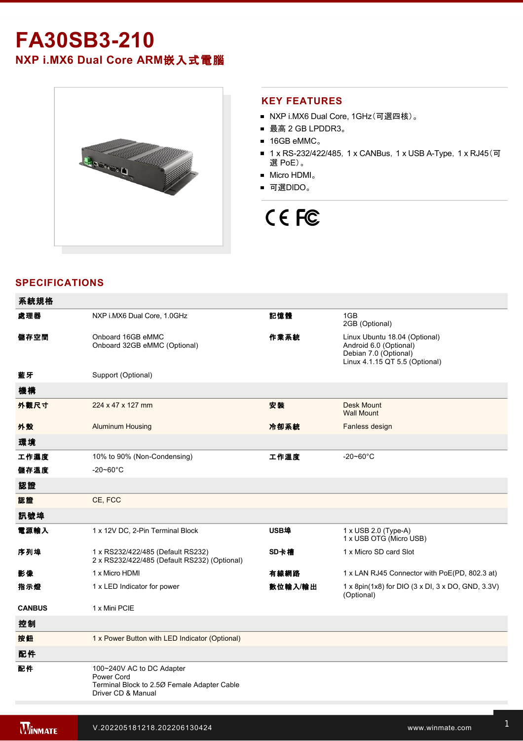# FA30SB3-210

## NXP i.MX6 Dual Core ARM嵌入式電腦

## KEY FEATURES

- NXP i.MX6 Dual Core, 1GHz（可選四核）。
- 最高 2 GB LPDDR3。
- 16GB eMMC。
- 1 x RS-232/422/485，1 x CANBus，1 x USB A-Type，1 x RJ45（可選 PoE）。
- Micro HDMI。
- 可選DIDO。

## SPECIFICATIONS

| 系統規格 | | | |
|---|---|---|---|
| 處理器 | NXP i.MX6 Dual Core, 1.0GHz | 記憶體 | 1GB<br>2GB (Optional) |
| 儲存空間 | Onboard 16GB eMMC<br>Onboard 32GB eMMC (Optional) | 作業系統 | Linux Ubuntu 18.04 (Optional)<br>Android 6.0 (Optional)<br>Debian 7.0 (Optional)<br>Linux 4.1.15 QT 5.5 (Optional) |
| 藍牙 | Support (Optional) | | |
| **機構** | | | |
| 外觀尺寸 | 224 x 47 x 127 mm | 安裝 | Desk Mount<br>Wall Mount |
| 外殼 | Aluminum Housing | 冷卻系統 | Fanless design |
| **環境** | | | |
| 工作濕度 | 10% to 90% (Non-Condensing) | 工作溫度 | -20~60°C |
| 儲存溫度 | -20~60°C | | |
| **認證** | | | |
| 認證 | CE, FCC | | |
| **訊號埠** | | | |
| 電源輸入 | 1 x 12V DC, 2-Pin Terminal Block | USB埠 | 1 x USB 2.0 (Type-A)<br>1 x USB OTG (Micro USB) |
| 序列埠 | 1 x RS232/422/485 (Default RS232)<br>2 x RS232/422/485 (Default RS232) (Optional) | SD卡槽 | 1 x Micro SD card Slot |
| 影像 | 1 x Micro HDMI | 有線網路 | 1 x LAN RJ45 Connector with PoE(PD, 802.3 at) |
| 指示燈 | 1 x LED Indicator for power | 數位輸入/輸出 | 1 x 8pin(1x8) for DIO (3 x DI, 3 x DO, GND, 3.3V) (Optional) |
| CANBUS | 1 x Mini PCIE | | |
| **控制** | | | |
| 按鈕 | 1 x Power Button with LED Indicator (Optional) | | |
| **配件** | | | |
| 配件 | 100~240V AC to DC Adapter<br>Power Cord<br>Terminal Block to 2.5Ø Female Adapter Cable<br>Driver CD & Manual | | |

V.202205181218.202206130424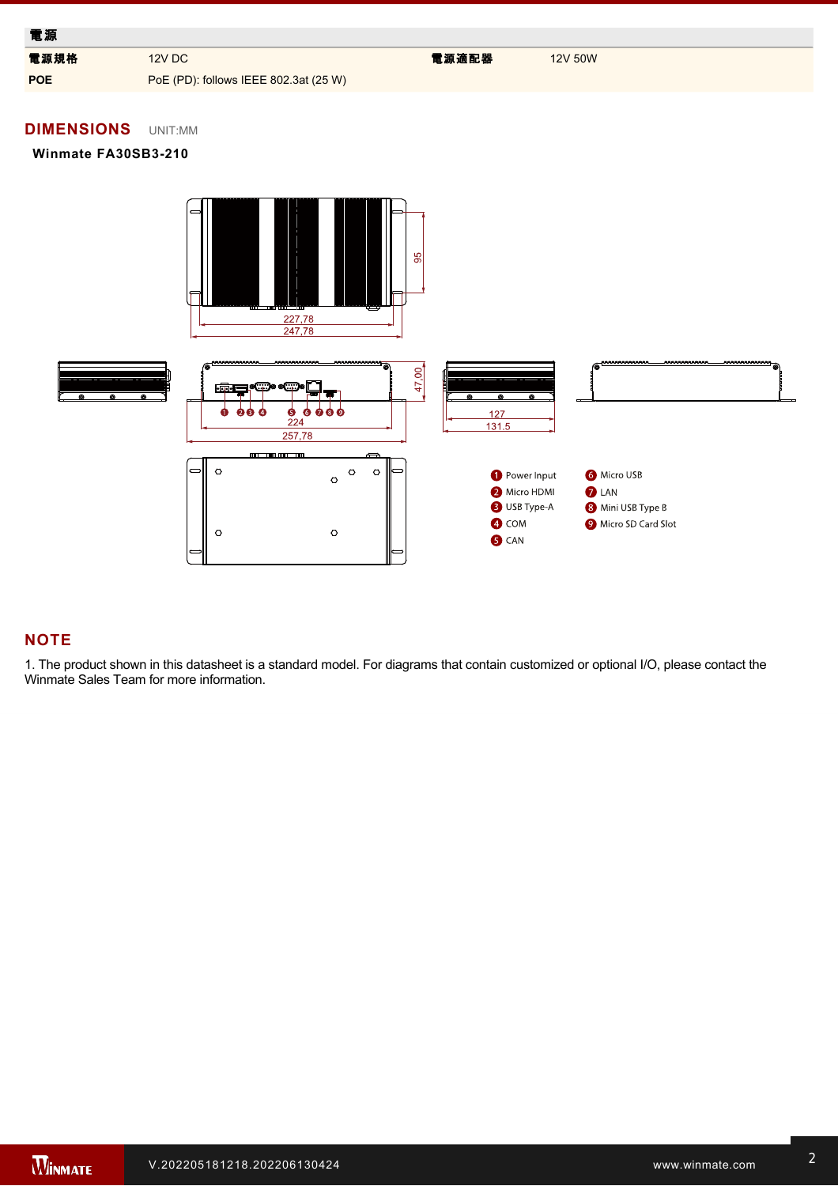| 電源 | | | |
|---|---|---|---|
| 電源規格 | 12V DC | 電源適配器 | 12V 50W |
| POE | PoE (PD): follows IEEE 802.3at (25 W) | | |

## DIMENSIONS UNIT:MM

**Winmate FA30SB3-210**

95
227,78
247,78
47,00
224
257,78
127
131.5

1 Power Input
2 Micro HDMI
3 USB Type-A
4 COM
5 CAN
6 Micro USB
7 LAN
8 Mini USB Type B
9 Micro SD Card Slot

## NOTE

1. The product shown in this datasheet is a standard model. For diagrams that contain customized or optional I/O, please contact the Winmate Sales Team for more information.